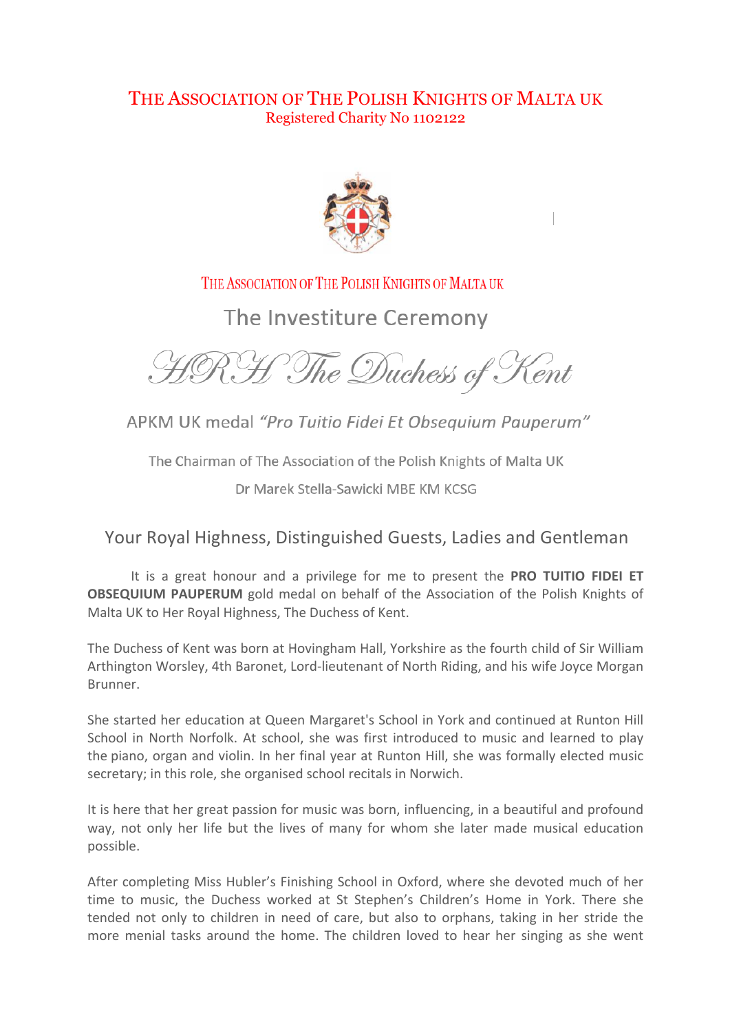# THE ASSOCIATION OF THE POLISH KNIGHTS OF MALTA UK

Registered Charity No 1102122

THE ASSOCIATION OF THE POLISH KNIGHTS OF MALTA UK

## The Investiture Ceremony

## HRH The Duchess of Kent

APKM UK medal *"Pro Tuitio Fidei Et Obsequium Pauperum"*

The Chairman of The Association of the Polish Knights of Malta UK

Dr Marek Stella-Sawicki MBE KM KCSG

### Your Royal Highness, Distinguished Guests, Ladies and Gentleman

It is a great honour and a privilege for me to present the **PRO TUITIO FIDEI ET OBSEQUIUM PAUPERUM** gold medal on behalf of the Association of the Polish Knights of Malta UK to Her Royal Highness, The Duchess of Kent.

The Duchess of Kent was born at Hovingham Hall, Yorkshire as the fourth child of Sir William Arthington Worsley, 4th Baronet, Lord-lieutenant of North Riding, and his wife Joyce Morgan Brunner.

She started her education at Queen Margaret's School in York and continued at Runton Hill School in North Norfolk. At school, she was first introduced to music and learned to play the piano, organ and violin. In her final year at Runton Hill, she was formally elected music secretary; in this role, she organised school recitals in Norwich.

It is here that her great passion for music was born, influencing, in a beautiful and profound way, not only her life but the lives of many for whom she later made musical education possible.

After completing Miss Hubler's Finishing School in Oxford, where she devoted much of her time to music, the Duchess worked at St Stephen's Children's Home in York. There she tended not only to children in need of care, but also to orphans, taking in her stride the more menial tasks around the home. The children loved to hear her singing as she went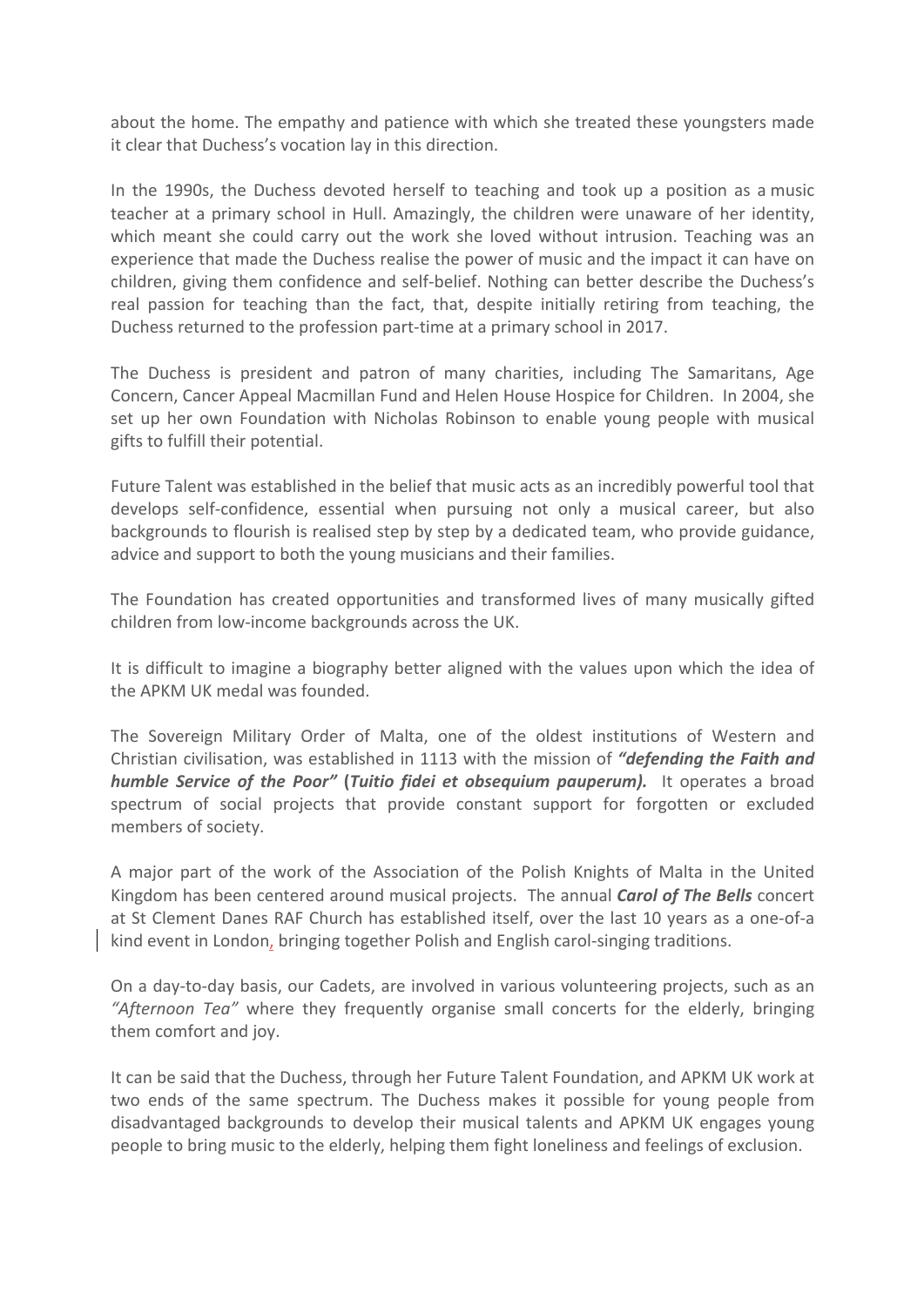about the home. The empathy and patience with which she treated these youngsters made it clear that Duchess's vocation lay in this direction.

In the 1990s, the Duchess devoted herself to teaching and took up a position as a music teacher at a primary school in Hull. Amazingly, the children were unaware of her identity, which meant she could carry out the work she loved without intrusion. Teaching was an experience that made the Duchess realise the power of music and the impact it can have on children, giving them confidence and self-belief. Nothing can better describe the Duchess's real passion for teaching than the fact, that, despite initially retiring from teaching, the Duchess returned to the profession part-time at a primary school in 2017.

The Duchess is president and patron of many charities, including The Samaritans, Age Concern, Cancer Appeal Macmillan Fund and Helen House Hospice for Children. In 2004, she set up her own Foundation with Nicholas Robinson to enable young people with musical gifts to fulfill their potential.

Future Talent was established in the belief that music acts as an incredibly powerful tool that develops self-confidence, essential when pursuing not only a musical career, but also backgrounds to flourish is realised step by step by a dedicated team, who provide guidance, advice and support to both the young musicians and their families.

The Foundation has created opportunities and transformed lives of many musically gifted children from low-income backgrounds across the UK.

It is difficult to imagine a biography better aligned with the values upon which the idea of the APKM UK medal was founded.

The Sovereign Military Order of Malta, one of the oldest institutions of Western and Christian civilisation, was established in 1113 with the mission of ***"defending the Faith and humble Service of the Poor"*** **(*Tuitio fidei et obsequium pauperum).*** It operates a broad spectrum of social projects that provide constant support for forgotten or excluded members of society.

A major part of the work of the Association of the Polish Knights of Malta in the United Kingdom has been centered around musical projects. The annual ***Carol of The Bells*** concert at St Clement Danes RAF Church has established itself, over the last 10 years as a one-of-a kind event in London, bringing together Polish and English carol-singing traditions.

On a day-to-day basis, our Cadets, are involved in various volunteering projects, such as an *"Afternoon Tea"* where they frequently organise small concerts for the elderly, bringing them comfort and joy.

It can be said that the Duchess, through her Future Talent Foundation, and APKM UK work at two ends of the same spectrum. The Duchess makes it possible for young people from disadvantaged backgrounds to develop their musical talents and APKM UK engages young people to bring music to the elderly, helping them fight loneliness and feelings of exclusion.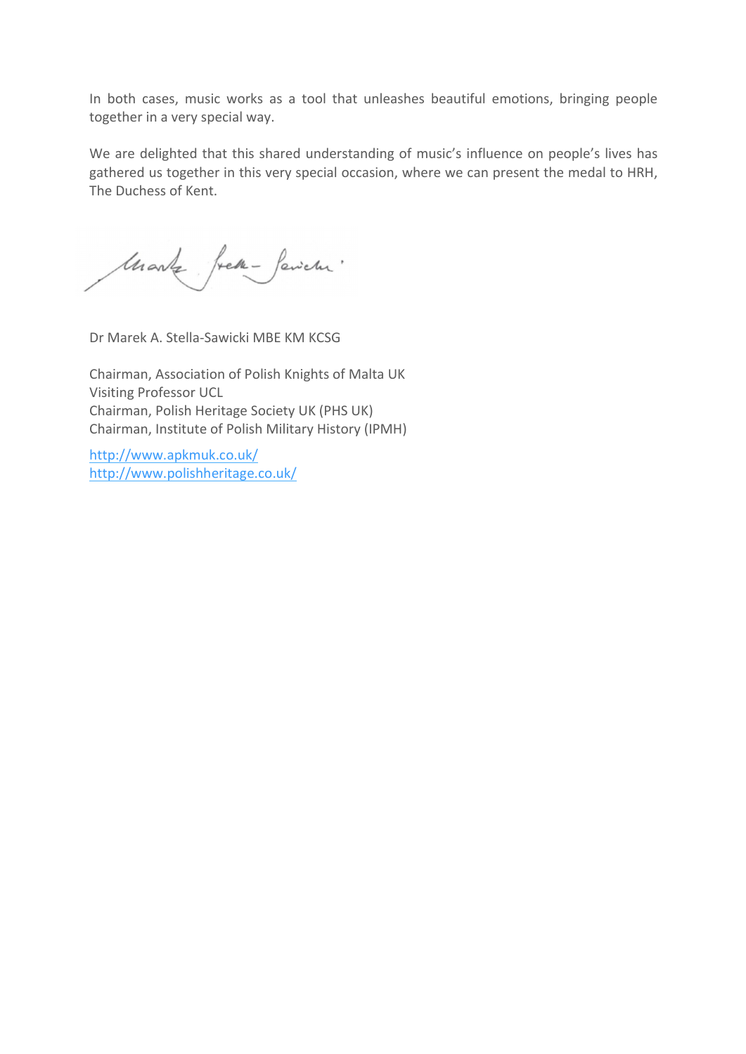In both cases, music works as a tool that unleashes beautiful emotions, bringing people together in a very special way.

We are delighted that this shared understanding of music's influence on people's lives has gathered us together in this very special occasion, where we can present the medal to HRH, The Duchess of Kent.

Dr Marek A. Stella-Sawicki MBE KM KCSG

Chairman, Association of Polish Knights of Malta UK
Visiting Professor UCL
Chairman, Polish Heritage Society UK (PHS UK)
Chairman, Institute of Polish Military History (IPMH)

http://www.apkmuk.co.uk/
http://www.polishheritage.co.uk/